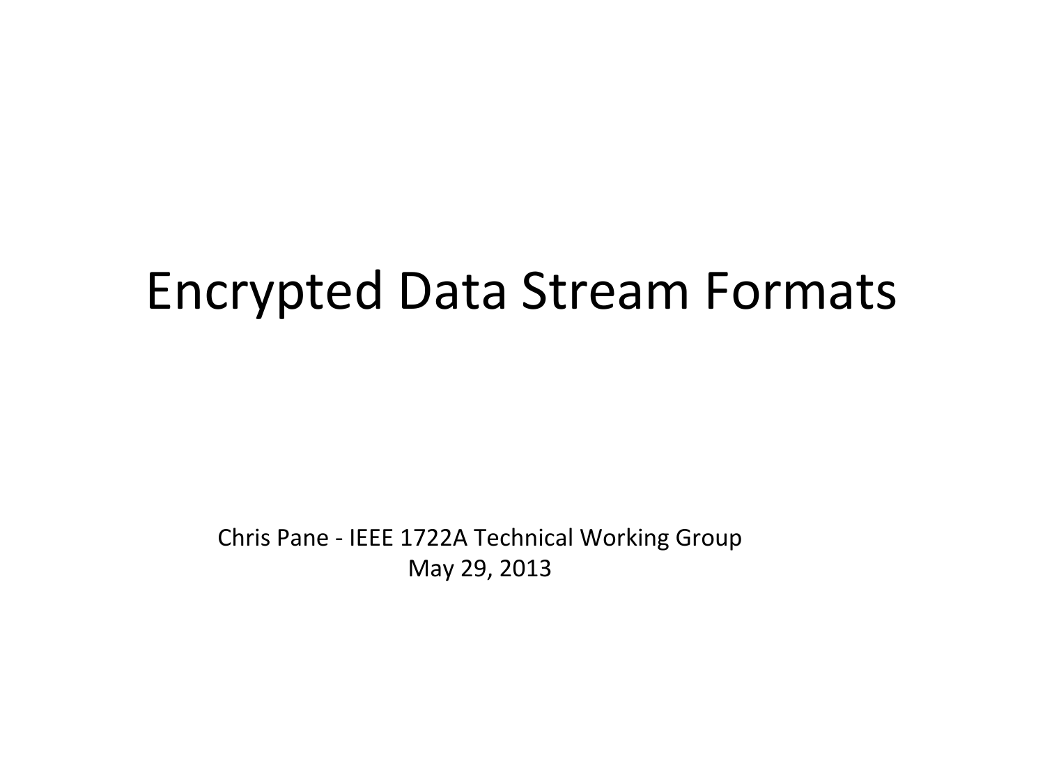# Encrypted Data Stream Formats

Chris Pane - IEEE 1722A Technical Working Group
May 29, 2013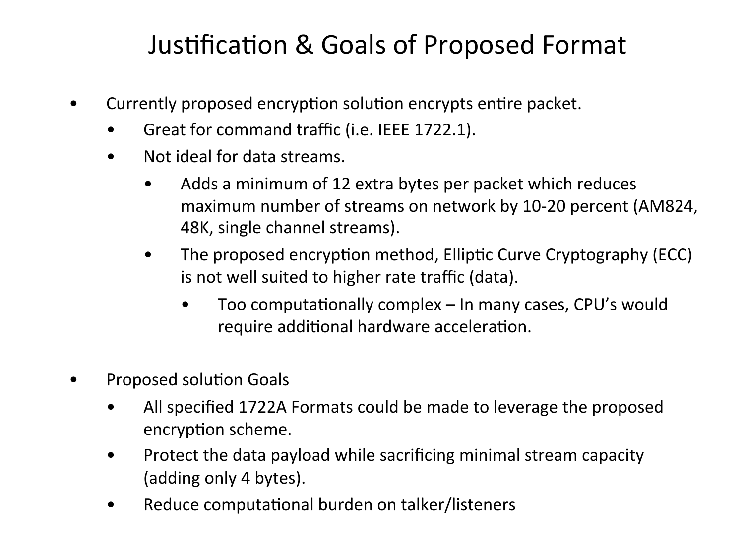# Justification & Goals of Proposed Format

- Currently proposed encryption solution encrypts entire packet.
  - Great for command traffic (i.e. IEEE 1722.1).
  - Not ideal for data streams.
    - Adds a minimum of 12 extra bytes per packet which reduces maximum number of streams on network by 10-20 percent (AM824, 48K, single channel streams).
    - The proposed encryption method, Elliptic Curve Cryptography (ECC) is not well suited to higher rate traffic (data).
      - Too computationally complex – In many cases, CPU's would require additional hardware acceleration.

- Proposed solution Goals
  - All specified 1722A Formats could be made to leverage the proposed encryption scheme.
  - Protect the data payload while sacrificing minimal stream capacity (adding only 4 bytes).
  - Reduce computational burden on talker/listeners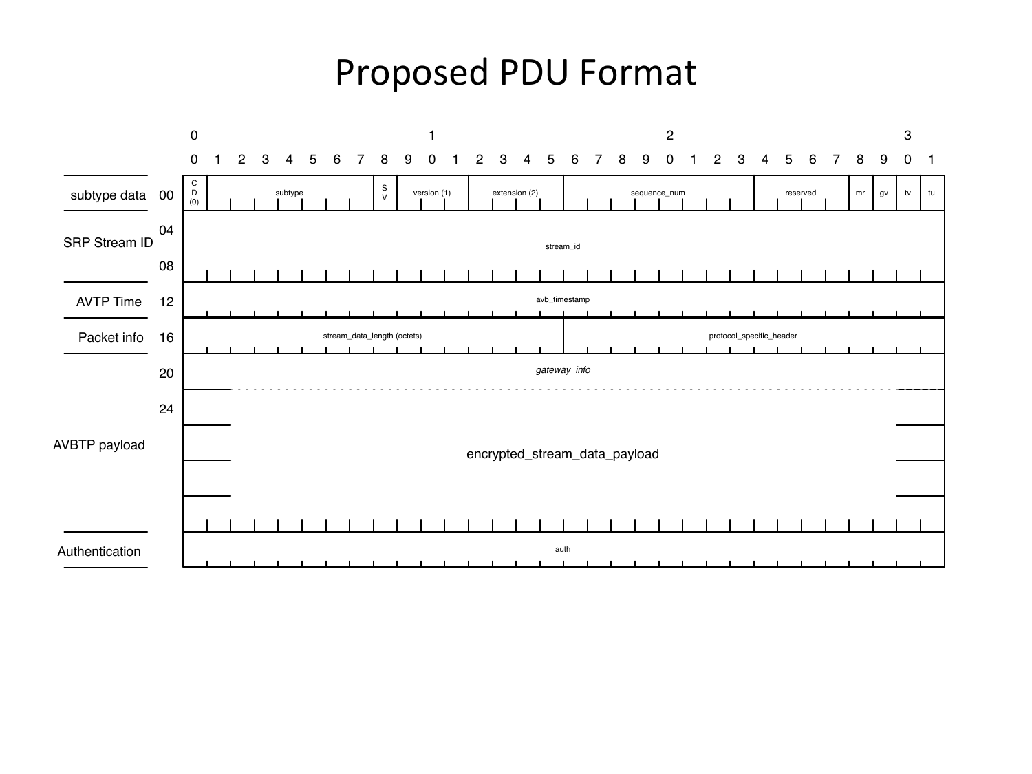# Proposed PDU Format

| Section | Offset | Bits 0 | 1–7 | 8 | 9–11 | 12–15 | 16–23 | 24–27 | 28 | 29 | 30 | 31 |
|---|---|---|---|---|---|---|---|---|---|---|---|---|
| subtype data | 00 | CD (0) | subtype | SV | version (1) | extension (2) | sequence_num | reserved | mr | gv | tv | tu |
| SRP Stream ID | 04 | stream_id | | | | | | | | | | |
| | 08 | | | | | | | | | | | |
| AVTP Time | 12 | avb_timestamp | | | | | | | | | | |
| Packet info | 16 | stream_data_length (octets) | | | | | protocol_specific_header | | | | | |
| AVBTP payload | 20 | *gateway_info* | | | | | | | | | | |
| | 24 | encrypted_stream_data_payload | | | | | | | | | | |
| Authentication | | auth | | | | | | | | | | |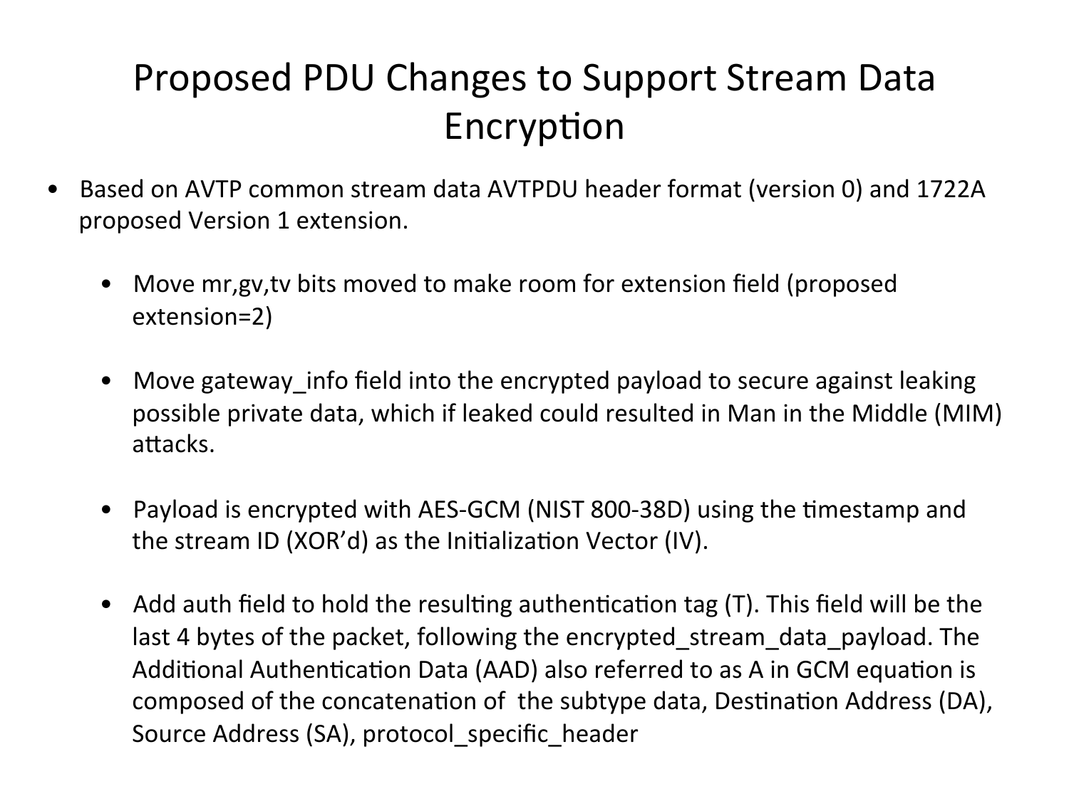# Proposed PDU Changes to Support Stream Data Encryption

- Based on AVTP common stream data AVTPDU header format (version 0) and 1722A proposed Version 1 extension.
  - Move mr,gv,tv bits moved to make room for extension field (proposed extension=2)
  - Move gateway_info field into the encrypted payload to secure against leaking possible private data, which if leaked could resulted in Man in the Middle (MIM) attacks.
  - Payload is encrypted with AES-GCM (NIST 800-38D) using the timestamp and the stream ID (XOR'd) as the Initialization Vector (IV).
  - Add auth field to hold the resulting authentication tag (T). This field will be the last 4 bytes of the packet, following the encrypted_stream_data_payload. The Additional Authentication Data (AAD) also referred to as A in GCM equation is composed of the concatenation of the subtype data, Destination Address (DA), Source Address (SA), protocol_specific_header